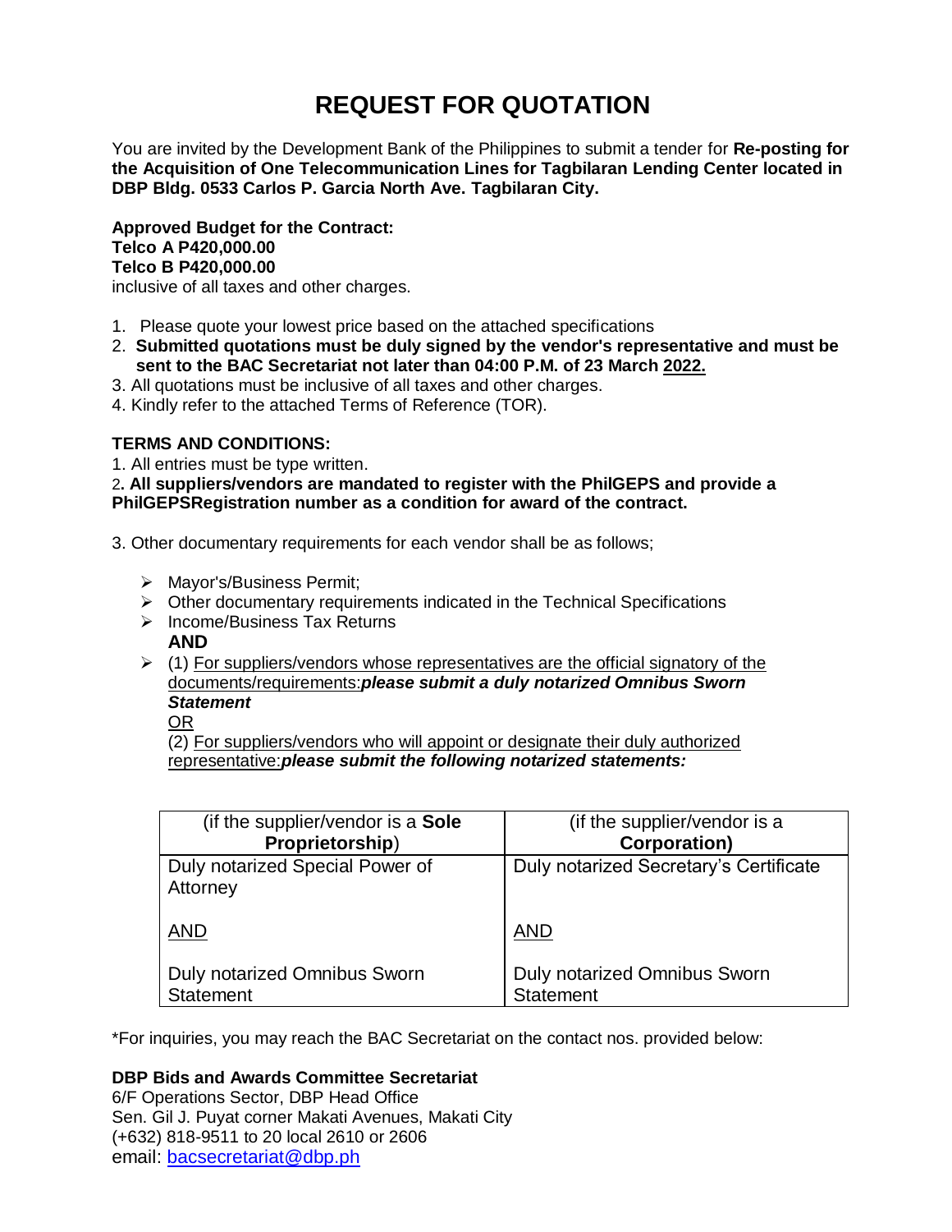# REQUEST FOR QUOTATION

You are invited by the Development Bank of the Philippines to submit a tender for **Re-posting for the Acquisition of One Telecommunication Lines for Tagbilaran Lending Center located in DBP Bldg. 0533 Carlos P. Garcia North Ave. Tagbilaran City.**

**Approved Budget for the Contract:**
**Telco A P420,000.00**
**Telco B P420,000.00**
inclusive of all taxes and other charges.

1. Please quote your lowest price based on the attached specifications
2. **Submitted quotations must be duly signed by the vendor's representative and must be sent to the BAC Secretariat not later than 04:00 P.M. of 23 March 2022.**
3. All quotations must be inclusive of all taxes and other charges.
4. Kindly refer to the attached Terms of Reference (TOR).

**TERMS AND CONDITIONS:**

1. All entries must be type written.
2. **All suppliers/vendors are mandated to register with the PhilGEPS and provide a PhilGEPSRegistration number as a condition for award of the contract.**

3. Other documentary requirements for each vendor shall be as follows;

- Mayor's/Business Permit;
- Other documentary requirements indicated in the Technical Specifications
- Income/Business Tax Returns
  **AND**
- (1) For suppliers/vendors whose representatives are the official signatory of the documents/requirements:***please submit a duly notarized Omnibus Sworn Statement***
  OR
  (2) For suppliers/vendors who will appoint or designate their duly authorized representative:***please submit the following notarized statements:***

| (if the supplier/vendor is a **Sole Proprietorship**) | (if the supplier/vendor is a **Corporation)** |
|---|---|
| Duly notarized Special Power of Attorney<br><br>AND<br><br>Duly notarized Omnibus Sworn Statement | Duly notarized Secretary's Certificate<br><br>AND<br><br>Duly notarized Omnibus Sworn Statement |

*For inquiries, you may reach the BAC Secretariat on the contact nos. provided below:

**DBP Bids and Awards Committee Secretariat**
6/F Operations Sector, DBP Head Office
Sen. Gil J. Puyat corner Makati Avenues, Makati City
(+632) 818-9511 to 20 local 2610 or 2606
email: bacsecretariat@dbp.ph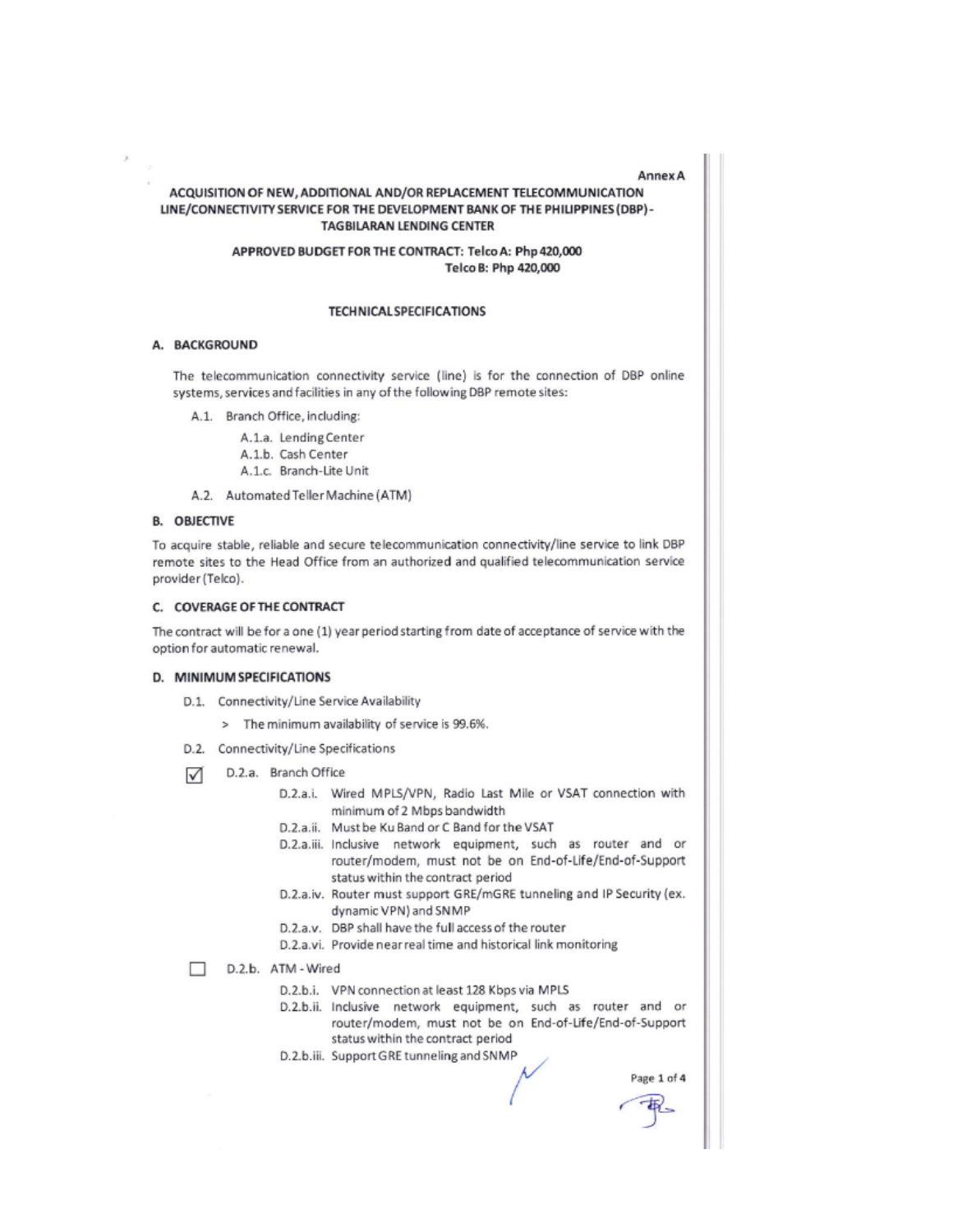Annex A

# ACQUISITION OF NEW, ADDITIONAL AND/OR REPLACEMENT TELECOMMUNICATION LINE/CONNECTIVITY SERVICE FOR THE DEVELOPMENT BANK OF THE PHILIPPINES (DBP) - TAGBILARAN LENDING CENTER

**APPROVED BUDGET FOR THE CONTRACT: Telco A: Php 420,000**
**Telco B: Php 420,000**

## TECHNICAL SPECIFICATIONS

### A. BACKGROUND

The telecommunication connectivity service (line) is for the connection of DBP online systems, services and facilities in any of the following DBP remote sites:

- A.1. Branch Office, including:
  - A.1.a. Lending Center
  - A.1.b. Cash Center
  - A.1.c. Branch-Lite Unit
- A.2. Automated Teller Machine (ATM)

### B. OBJECTIVE

To acquire stable, reliable and secure telecommunication connectivity/line service to link DBP remote sites to the Head Office from an authorized and qualified telecommunication service provider (Telco).

### C. COVERAGE OF THE CONTRACT

The contract will be for a one (1) year period starting from date of acceptance of service with the option for automatic renewal.

### D. MINIMUM SPECIFICATIONS

- D.1. Connectivity/Line Service Availability
  - > The minimum availability of service is 99.6%.
- D.2. Connectivity/Line Specifications

☑ D.2.a. Branch Office

- D.2.a.i. Wired MPLS/VPN, Radio Last Mile or VSAT connection with minimum of 2 Mbps bandwidth
- D.2.a.ii. Must be Ku Band or C Band for the VSAT
- D.2.a.iii. Inclusive network equipment, such as router and or router/modem, must not be on End-of-Life/End-of-Support status within the contract period
- D.2.a.iv. Router must support GRE/mGRE tunneling and IP Security (ex. dynamic VPN) and SNMP
- D.2.a.v. DBP shall have the full access of the router
- D.2.a.vi. Provide near real time and historical link monitoring

☐ D.2.b. ATM - Wired

- D.2.b.i. VPN connection at least 128 Kbps via MPLS
- D.2.b.ii. Inclusive network equipment, such as router and or router/modem, must not be on End-of-Life/End-of-Support status within the contract period
- D.2.b.iii. Support GRE tunneling and SNMP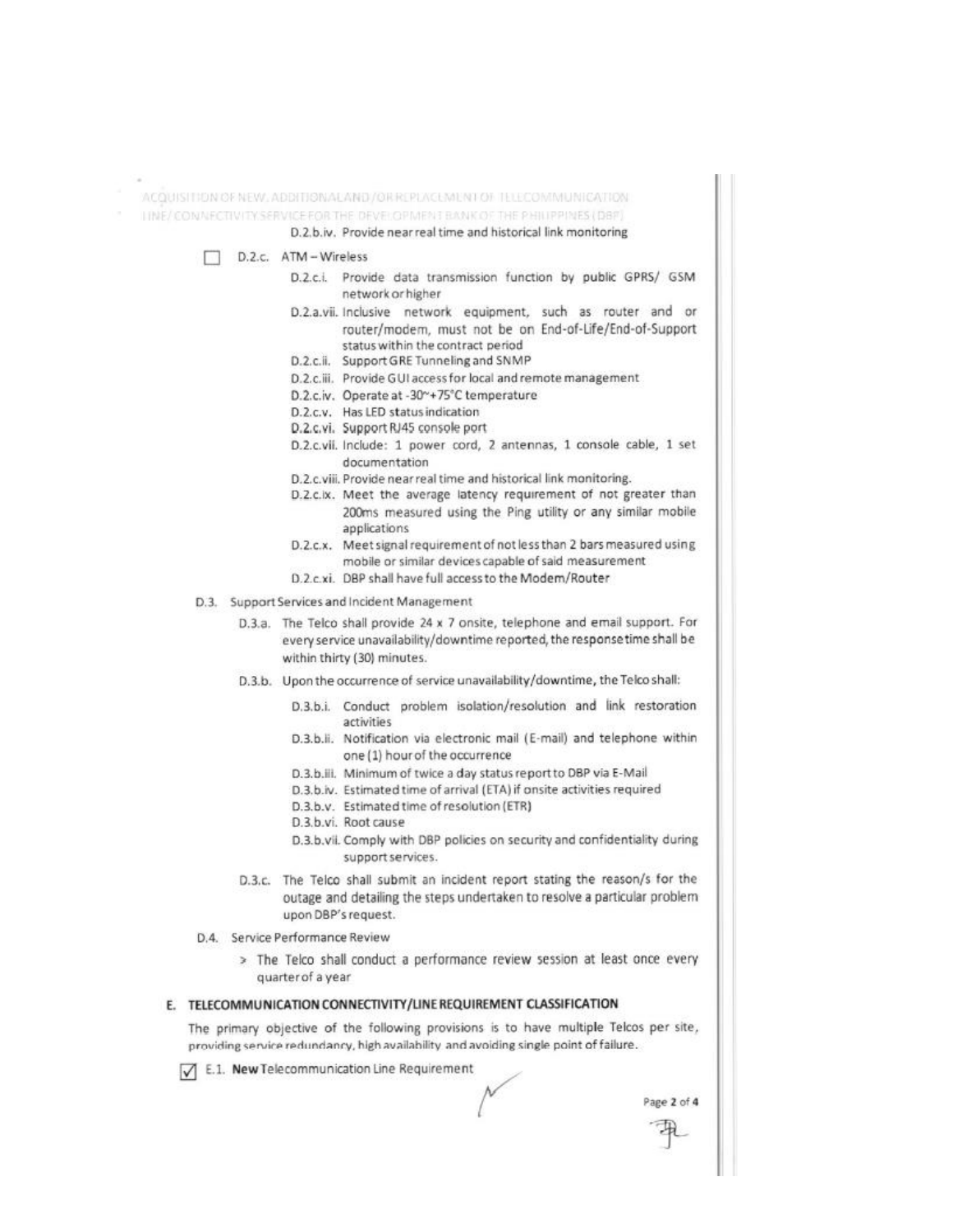D.2.b.iv. Provide near real time and historical link monitoring

☐ D.2.c. ATM – Wireless

- D.2.c.i. Provide data transmission function by public GPRS/ GSM network or higher
- D.2.a.vii. Inclusive network equipment, such as router and or router/modem, must not be on End-of-Life/End-of-Support status within the contract period
- D.2.c.ii. Support GRE Tunneling and SNMP
- D.2.c.iii. Provide GUI access for local and remote management
- D.2.c.iv. Operate at -30~+75°C temperature
- D.2.c.v. Has LED status indication
- D.2.c.vi. Support RJ45 console port
- D.2.c.vii. Include: 1 power cord, 2 antennas, 1 console cable, 1 set documentation
- D.2.c.viii. Provide near real time and historical link monitoring.
- D.2.c.ix. Meet the average latency requirement of not greater than 200ms measured using the Ping utility or any similar mobile applications
- D.2.c.x. Meet signal requirement of not less than 2 bars measured using mobile or similar devices capable of said measurement
- D.2.c.xi. DBP shall have full access to the Modem/Router

D.3. Support Services and Incident Management

- D.3.a. The Telco shall provide 24 x 7 onsite, telephone and email support. For every service unavailability/downtime reported, the response time shall be within thirty (30) minutes.
- D.3.b. Upon the occurrence of service unavailability/downtime, the Telco shall:
  - D.3.b.i. Conduct problem isolation/resolution and link restoration activities
  - D.3.b.ii. Notification via electronic mail (E-mail) and telephone within one (1) hour of the occurrence
  - D.3.b.iii. Minimum of twice a day status report to DBP via E-Mail
  - D.3.b.iv. Estimated time of arrival (ETA) if onsite activities required
  - D.3.b.v. Estimated time of resolution (ETR)
  - D.3.b.vi. Root cause
  - D.3.b.vii. Comply with DBP policies on security and confidentiality during support services.
- D.3.c. The Telco shall submit an incident report stating the reason/s for the outage and detailing the steps undertaken to resolve a particular problem upon DBP's request.

D.4. Service Performance Review

> The Telco shall conduct a performance review session at least once every quarter of a year

## E. TELECOMMUNICATION CONNECTIVITY/LINE REQUIREMENT CLASSIFICATION

The primary objective of the following provisions is to have multiple Telcos per site, providing service redundancy, high availability and avoiding single point of failure.

☑ E.1. **New** Telecommunication Line Requirement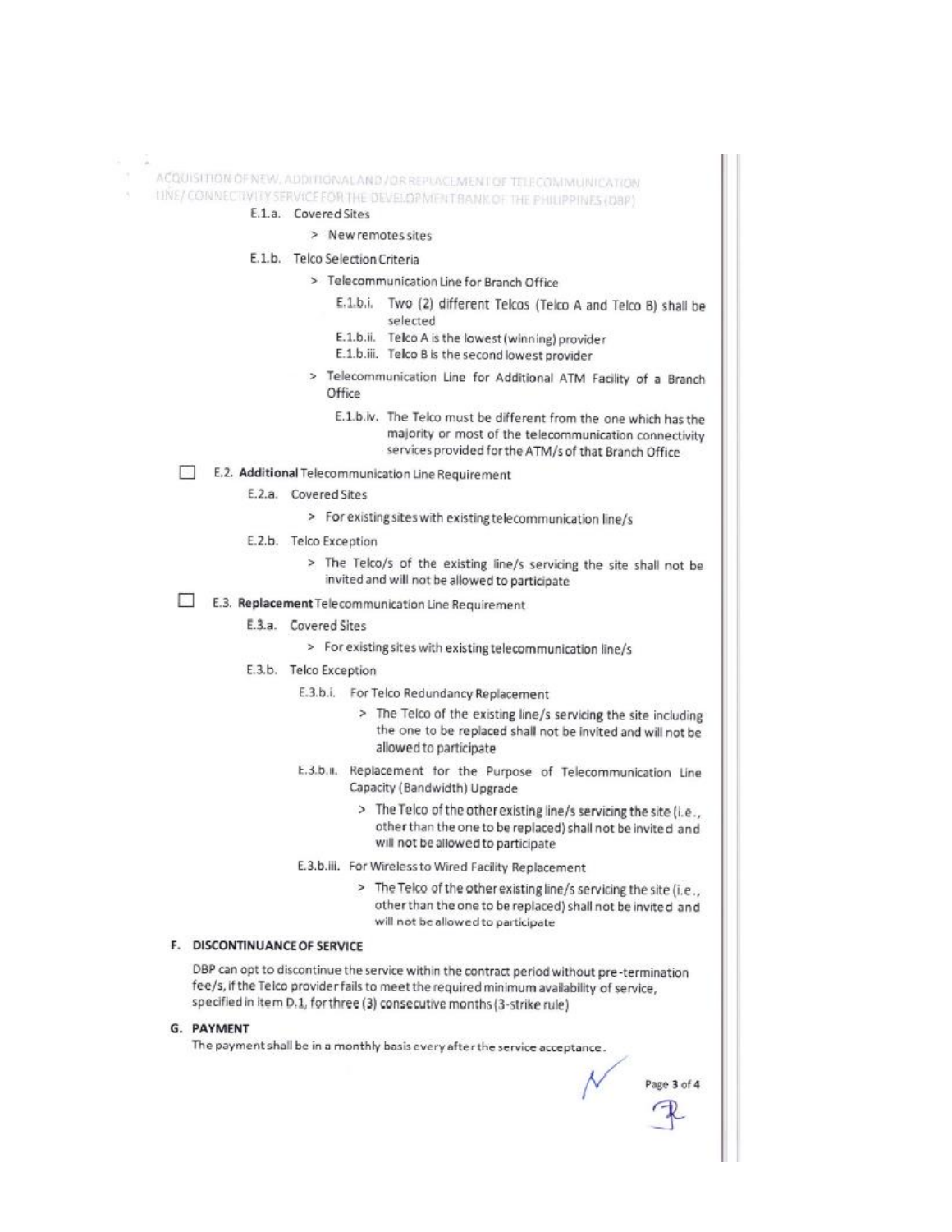E.1.a. Covered Sites

> New remotes sites

E.1.b. Telco Selection Criteria

> Telecommunication Line for Branch Office

E.1.b.i. Two (2) different Telcos (Telco A and Telco B) shall be selected

E.1.b.ii. Telco A is the lowest (winning) provider

E.1.b.iii. Telco B is the second lowest provider

> Telecommunication Line for Additional ATM Facility of a Branch Office

E.1.b.iv. The Telco must be different from the one which has the majority or most of the telecommunication connectivity services provided for the ATM/s of that Branch Office

☐ E.2. **Additional** Telecommunication Line Requirement

E.2.a. Covered Sites

> For existing sites with existing telecommunication line/s

E.2.b. Telco Exception

> The Telco/s of the existing line/s servicing the site shall not be invited and will not be allowed to participate

☐ E.3. **Replacement** Telecommunication Line Requirement

E.3.a. Covered Sites

> For existing sites with existing telecommunication line/s

E.3.b. Telco Exception

E.3.b.i. For Telco Redundancy Replacement

> The Telco of the existing line/s servicing the site including the one to be replaced shall not be invited and will not be allowed to participate

E.3.b.ii. Replacement for the Purpose of Telecommunication Line Capacity (Bandwidth) Upgrade

> The Telco of the other existing line/s servicing the site (i.e., other than the one to be replaced) shall not be invited and will not be allowed to participate

E.3.b.iii. For Wireless to Wired Facility Replacement

> The Telco of the other existing line/s servicing the site (i.e., other than the one to be replaced) shall not be invited and will not be allowed to participate

## F. DISCONTINUANCE OF SERVICE

DBP can opt to discontinue the service within the contract period without pre-termination fee/s, if the Telco provider fails to meet the required minimum availability of service, specified in item D.1, for three (3) consecutive months (3-strike rule)

## G. PAYMENT

The payment shall be in a monthly basis every after the service acceptance.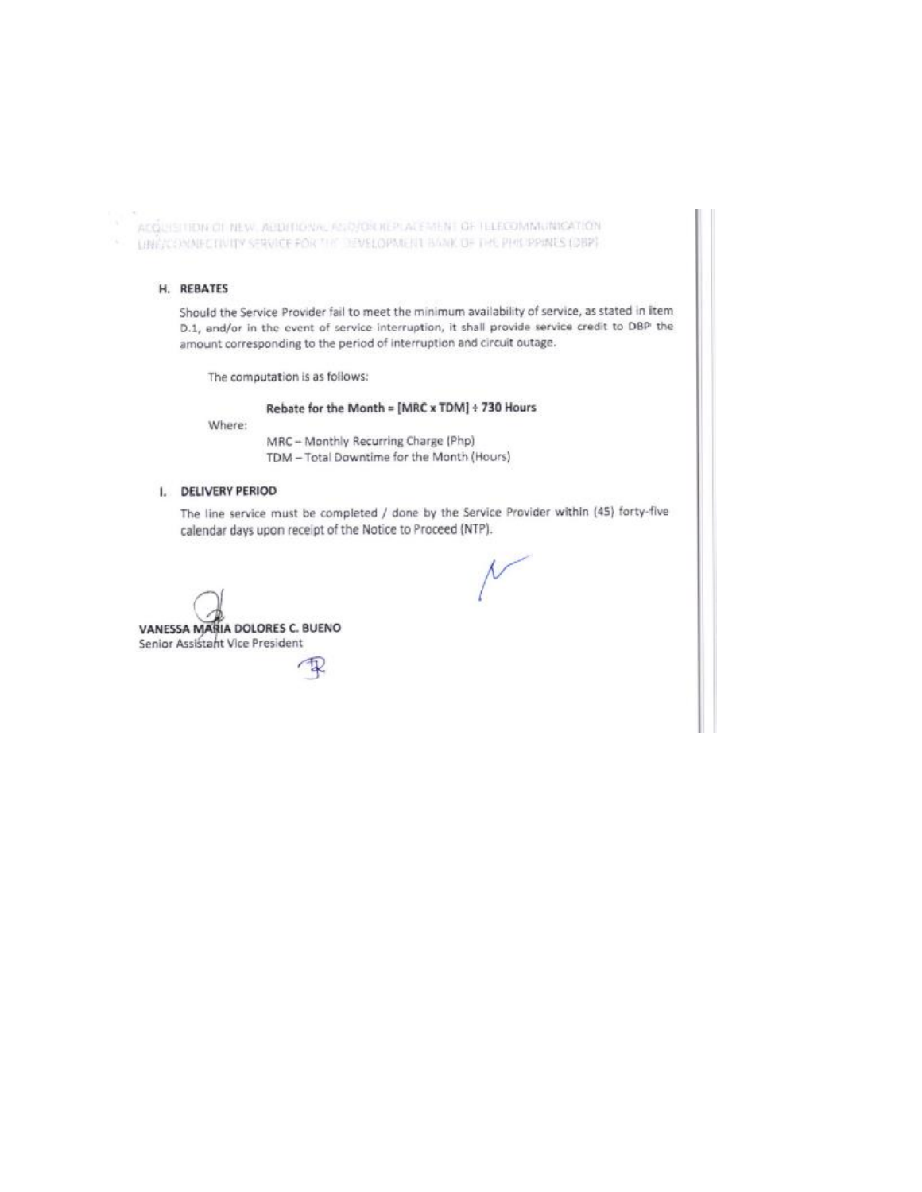## H. REBATES

Should the Service Provider fail to meet the minimum availability of service, as stated in item D.1, and/or in the event of service interruption, it shall provide service credit to DBP the amount corresponding to the period of interruption and circuit outage.

The computation is as follows:

**Rebate for the Month = [MRC x TDM] ÷ 730 Hours**

Where:

MRC – Monthly Recurring Charge (Php)
TDM – Total Downtime for the Month (Hours)

## I. DELIVERY PERIOD

The line service must be completed / done by the Service Provider within (45) forty-five calendar days upon receipt of the Notice to Proceed (NTP).

**VANESSA MARIA DOLORES C. BUENO**
Senior Assistant Vice President